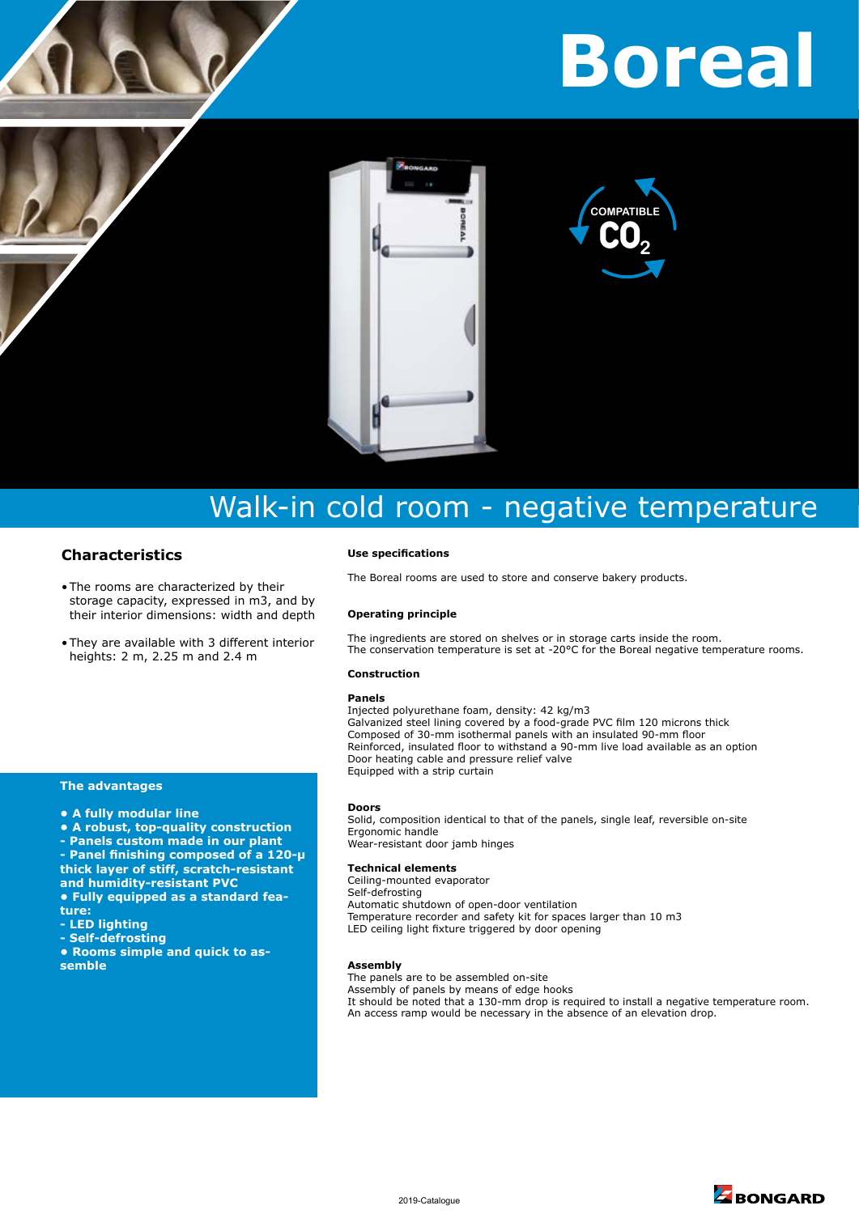# Boreal

COMPATIBLE $CO_2$

## Walk-in cold room - negative temperature

### Characteristics

- The rooms are characterized by their storage capacity, expressed in m3, and by their interior dimensions: width and depth
- They are available with 3 different interior heights: 2 m, 2.25 m and 2.4 m

### The advantages

**• A fully modular line**
**• A robust, top-quality construction**
**- Panels custom made in our plant**
**- Panel finishing composed of a 120-μ thick layer of stiff, scratch-resistant and humidity-resistant PVC**
**• Fully equipped as a standard feature:**
**- LED lighting**
**- Self-defrosting**
**• Rooms simple and quick to assemble**

### Use specifications

The Boreal rooms are used to store and conserve bakery products.

### Operating principle

The ingredients are stored on shelves or in storage carts inside the room.
The conservation temperature is set at -20°C for the Boreal negative temperature rooms.

### Construction

**Panels**
Injected polyurethane foam, density: 42 kg/m3
Galvanized steel lining covered by a food-grade PVC film 120 microns thick
Composed of 30-mm isothermal panels with an insulated 90-mm floor
Reinforced, insulated floor to withstand a 90-mm live load available as an option
Door heating cable and pressure relief valve
Equipped with a strip curtain

**Doors**
Solid, composition identical to that of the panels, single leaf, reversible on-site
Ergonomic handle
Wear-resistant door jamb hinges

**Technical elements**
Ceiling-mounted evaporator
Self-defrosting
Automatic shutdown of open-door ventilation
Temperature recorder and safety kit for spaces larger than 10 m3
LED ceiling light fixture triggered by door opening

**Assembly**
The panels are to be assembled on-site
Assembly of panels by means of edge hooks
It should be noted that a 130-mm drop is required to install a negative temperature room.
An access ramp would be necessary in the absence of an elevation drop.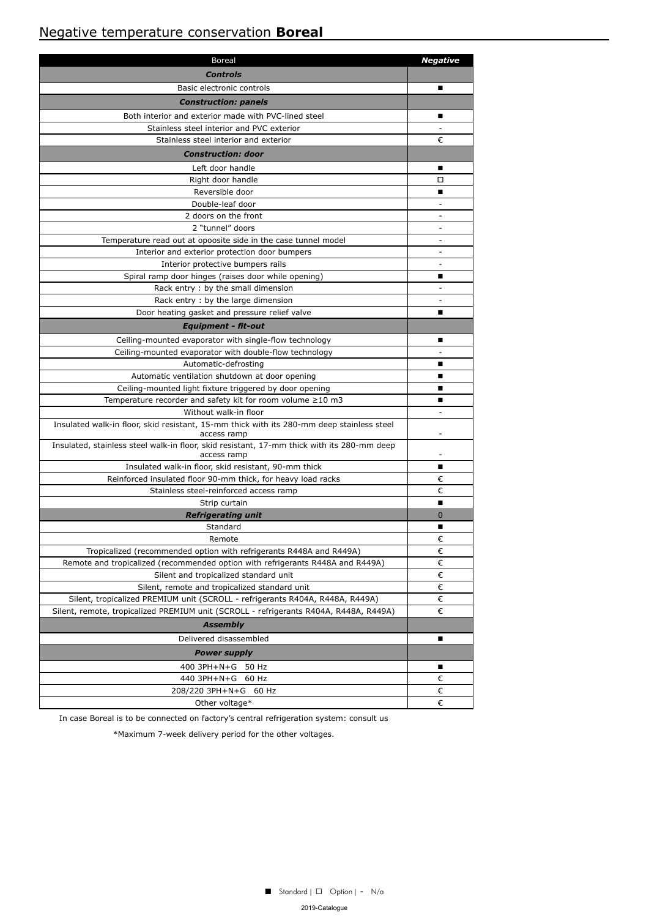# Negative temperature conservation **Boreal**

| Boreal | *Negative* |
| --- | --- |
| ***Controls*** | |
| Basic electronic controls | ■ |
| ***Construction: panels*** | |
| Both interior and exterior made with PVC-lined steel | ■ |
| Stainless steel interior and PVC exterior | - |
| Stainless steel interior and exterior | € |
| ***Construction: door*** | |
| Left door handle | ■ |
| Right door handle | □ |
| Reversible door | ■ |
| Double-leaf door | - |
| 2 doors on the front | - |
| 2 "tunnel" doors | - |
| Temperature read out at opoosite side in the case tunnel model | - |
| Interior and exterior protection door bumpers | - |
| Interior protective bumpers rails | - |
| Spiral ramp door hinges (raises door while opening) | ■ |
| Rack entry : by the small dimension | - |
| Rack entry : by the large dimension | - |
| Door heating gasket and pressure relief valve | ■ |
| ***Equipment - fit-out*** | |
| Ceiling-mounted evaporator with single-flow technology | ■ |
| Ceiling-mounted evaporator with double-flow technology | - |
| Automatic-defrosting | ■ |
| Automatic ventilation shutdown at door opening | ■ |
| Ceiling-mounted light fixture triggered by door opening | ■ |
| Temperature recorder and safety kit for room volume ≥10 m3 | ■ |
| Without walk-in floor | - |
| Insulated walk-in floor, skid resistant, 15-mm thick with its 280-mm deep stainless steel access ramp | - |
| Insulated, stainless steel walk-in floor, skid resistant, 17-mm thick with its 280-mm deep access ramp | - |
| Insulated walk-in floor, skid resistant, 90-mm thick | ■ |
| Reinforced insulated floor 90-mm thick, for heavy load racks | € |
| Stainless steel-reinforced access ramp | € |
| Strip curtain | ■ |
| ***Refrigerating unit*** | 0 |
| Standard | ■ |
| Remote | € |
| Tropicalized (recommended option with refrigerants R448A and R449A) | € |
| Remote and tropicalized (recommended option with refrigerants R448A and R449A) | € |
| Silent and tropicalized standard unit | € |
| Silent, remote and tropicalized standard unit | € |
| Silent, tropicalized PREMIUM unit (SCROLL - refrigerants R404A, R448A, R449A) | € |
| Silent, remote, tropicalized PREMIUM unit (SCROLL - refrigerants R404A, R448A, R449A) | € |
| ***Assembly*** | |
| Delivered disassembled | ■ |
| ***Power supply*** | |
| 400 3PH+N+G 50 Hz | ■ |
| 440 3PH+N+G 60 Hz | € |
| 208/220 3PH+N+G 60 Hz | € |
| Other voltage* | € |

In case Boreal is to be connected on factory's central refrigeration system: consult us

*Maximum 7-week delivery period for the other voltages.

■ Standard | □ Option | - N/a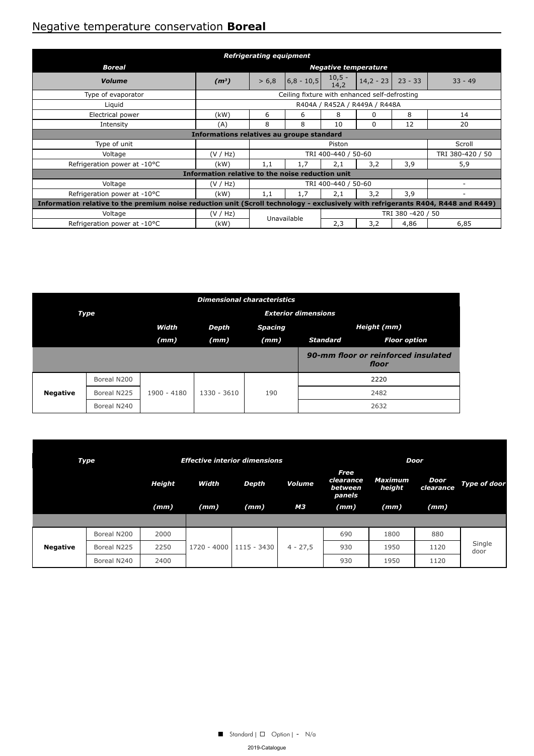# Negative temperature conservation **Boreal**

| Refrigerating equipment | | | | | | | |
|---|---|---|---|---|---|---|---|
| **Boreal** | Negative temperature | | | | | | |
| **Volume** | ($m^3$) | > 6,8 | 6,8 - 10,5 | 10,5 - 14,2 | 14,2 - 23 | 23 - 33 | 33 - 49 |
| Type of evaporator | Ceiling fixture with enhanced self-defrosting | | | | | | |
| Liquid | R404A / R452A / R449A / R448A | | | | | | |
| Electrical power | (kW) | 6 | 6 | 8 | 0 | 8 | 14 |
| Intensity | (A) | 8 | 8 | 10 | 0 | 12 | 20 |
| **Informations relatives au groupe standard** | | | | | | | |
| Type of unit | | Piston | | | | | Scroll |
| Voltage | (V / Hz) | TRI 400-440 / 50-60 | | | | | TRI 380-420 / 50 |
| Refrigeration power at -10°C | (kW) | 1,1 | 1,7 | 2,1 | 3,2 | 3,9 | 5,9 |
| **Information relative to the noise reduction unit** | | | | | | | |
| Voltage | (V / Hz) | TRI 400-440 / 50-60 | | | | | - |
| Refrigeration power at -10°C | (kW) | 1,1 | 1,7 | 2,1 | 3,2 | 3,9 | - |
| **Information relative to the premium noise reduction unit (Scroll technology - exclusively with refrigerants R404, R448 and R449)** | | | | | | | |
| Voltage | (V / Hz) | Unavailable | | TRI 380 -420 / 50 | | | |
| Refrigeration power at -10°C | (kW) | | | 2,3 | 3,2 | 4,86 | 6,85 |

| Dimensional characteristics | | | | | | |
|---|---|---|---|---|---|---|
| **Type** | | Exterior dimensions | | | | |
| | | **Width** (mm) | **Depth** (mm) | **Spacing** (mm) | **Height (mm)** Standard | Floor option |
| | | | | | 90-mm floor or reinforced insulated floor | |
| **Negative** | Boreal N200 | 1900 - 4180 | 1330 - 3610 | 190 | 2220 | |
| | Boreal N225 | | | | 2482 | |
| | Boreal N240 | | | | 2632 | |

| **Type** | | Effective interior dimensions | | | | Door | | | |
|---|---|---|---|---|---|---|---|---|---|
| | | **Height** (mm) | **Width** (mm) | **Depth** (mm) | **Volume** M3 | **Free clearance between panels** (mm) | **Maximum height** (mm) | **Door clearance** (mm) | **Type of door** |
| **Negative** | Boreal N200 | 2000 | 1720 - 4000 | 1115 - 3430 | 4 - 27,5 | 690 | 1800 | 880 | Single door |
| | Boreal N225 | 2250 | | | | 930 | 1950 | 1120 | |
| | Boreal N240 | 2400 | | | | 930 | 1950 | 1120 | |

■ Standard | □ Option | - N/a